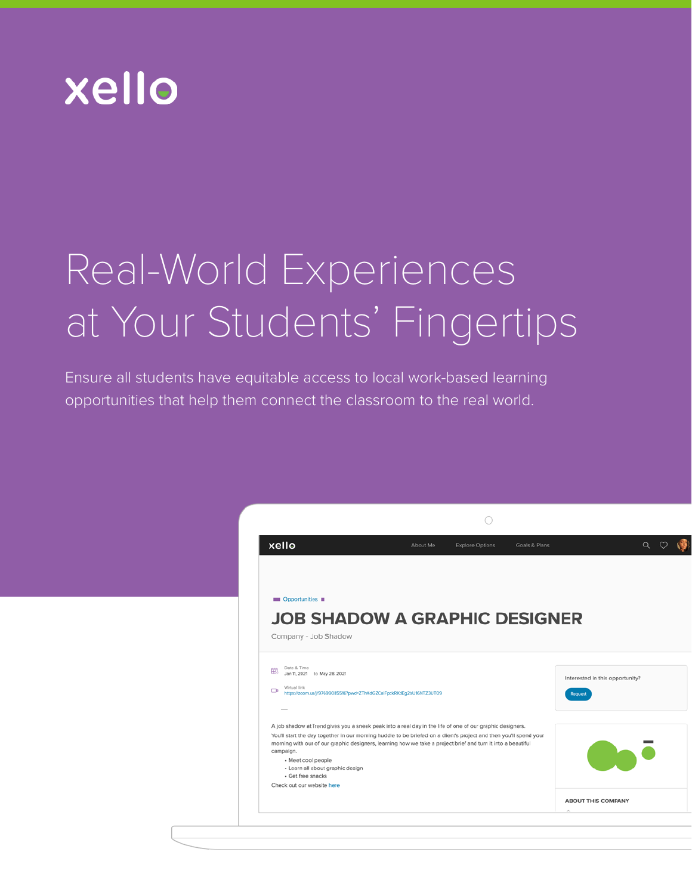xello

# Real-World Experiences at Your Students' Fingertips

Ensure all students have equitable access to local work-based learning opportunities that help them connect the classroom to the real world.

xello About Me Explore Options Goals & Plans

Opportunities

JOB SHADOW A GRAPHIC DESIGNER

Company - Job Shadow

Date & Time
Jan 11, 2021 to May 28, 2021

Virtual link
https://zoom.us/j/97699085516?pwd=ZThXdGZCalFpckRKdEg2bU16NTZ3UT09

A job shadow at Trend gives you a sneak peak into a real day in the life of one of our graphic designers. You'll start the day together in our morning huddle to be briefed on a client's project and then you'll spend your morning with our of our graphic designers, learning how we take a project brief and turn it into a beautiful campaign.

- Meet cool people
- Learn all about graphic design
- Get free snacks

Check out our website here

Interested in this opportunity?

Request

ABOUT THIS COMPANY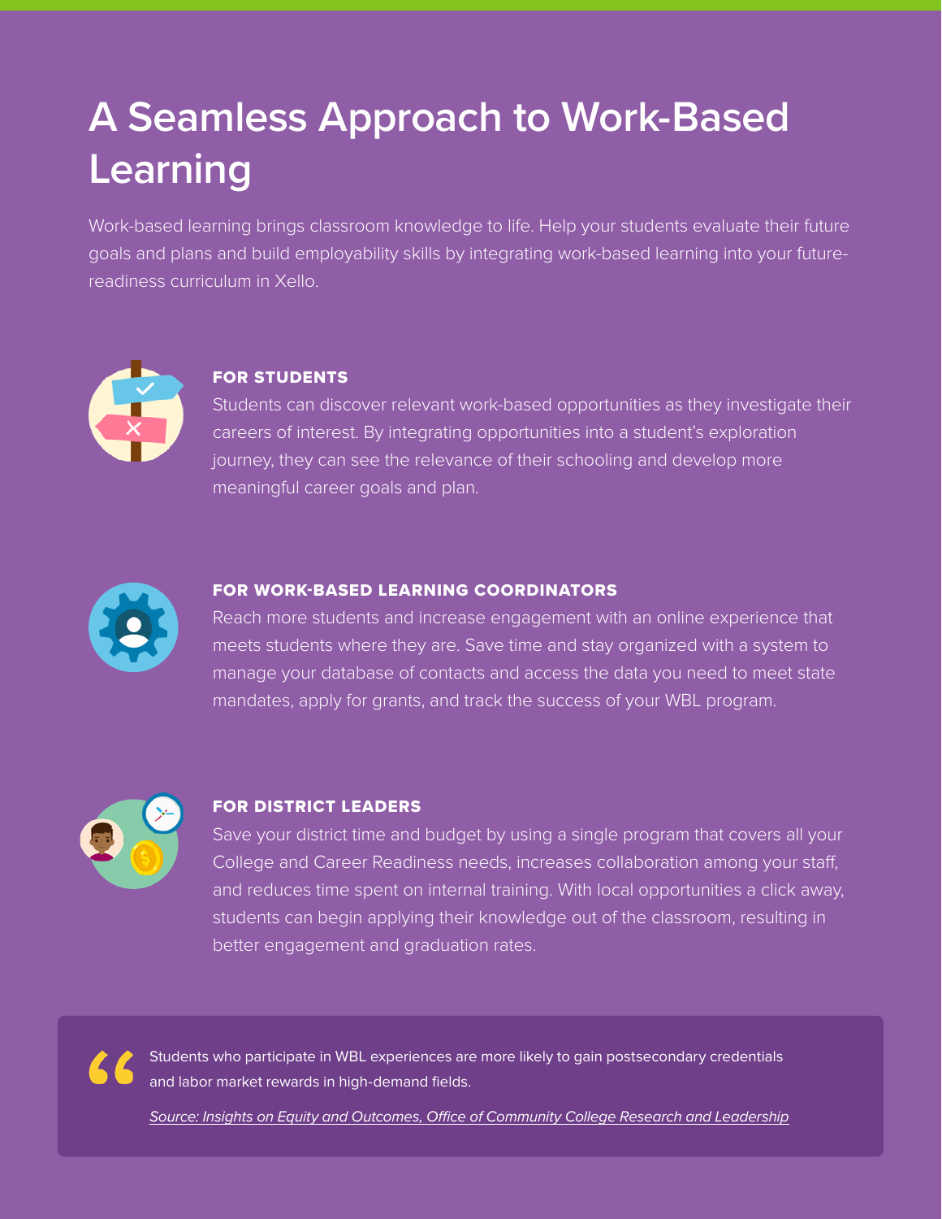# A Seamless Approach to Work-Based Learning

Work-based learning brings classroom knowledge to life. Help your students evaluate their future goals and plans and build employability skills by integrating work-based learning into your future-readiness curriculum in Xello.

### FOR STUDENTS

Students can discover relevant work-based opportunities as they investigate their careers of interest. By integrating opportunities into a student's exploration journey, they can see the relevance of their schooling and develop more meaningful career goals and plan.

### FOR WORK-BASED LEARNING COORDINATORS

Reach more students and increase engagement with an online experience that meets students where they are. Save time and stay organized with a system to manage your database of contacts and access the data you need to meet state mandates, apply for grants, and track the success of your WBL program.

### FOR DISTRICT LEADERS

Save your district time and budget by using a single program that covers all your College and Career Readiness needs, increases collaboration among your staff, and reduces time spent on internal training. With local opportunities a click away, students can begin applying their knowledge out of the classroom, resulting in better engagement and graduation rates.

> Students who participate in WBL experiences are more likely to gain postsecondary credentials and labor market rewards in high-demand fields.
>
> *Source: Insights on Equity and Outcomes, Office of Community College Research and Leadership*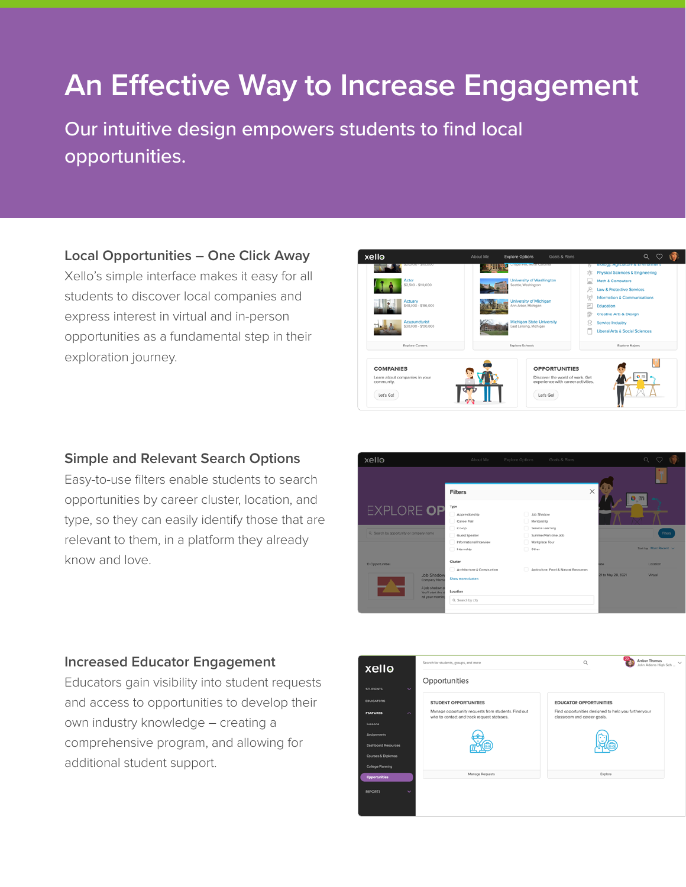# An Effective Way to Increase Engagement

Our intuitive design empowers students to find local opportunities.

### Local Opportunities – One Click Away

Xello's simple interface makes it easy for all students to discover local companies and express interest in virtual and in-person opportunities as a fundamental step in their exploration journey.

### Simple and Relevant Search Options

Easy-to-use filters enable students to search opportunities by career cluster, location, and type, so they can easily identify those that are relevant to them, in a platform they already know and love.

### Increased Educator Engagement

Educators gain visibility into student requests and access to opportunities to develop their own industry knowledge – creating a comprehensive program, and allowing for additional student support.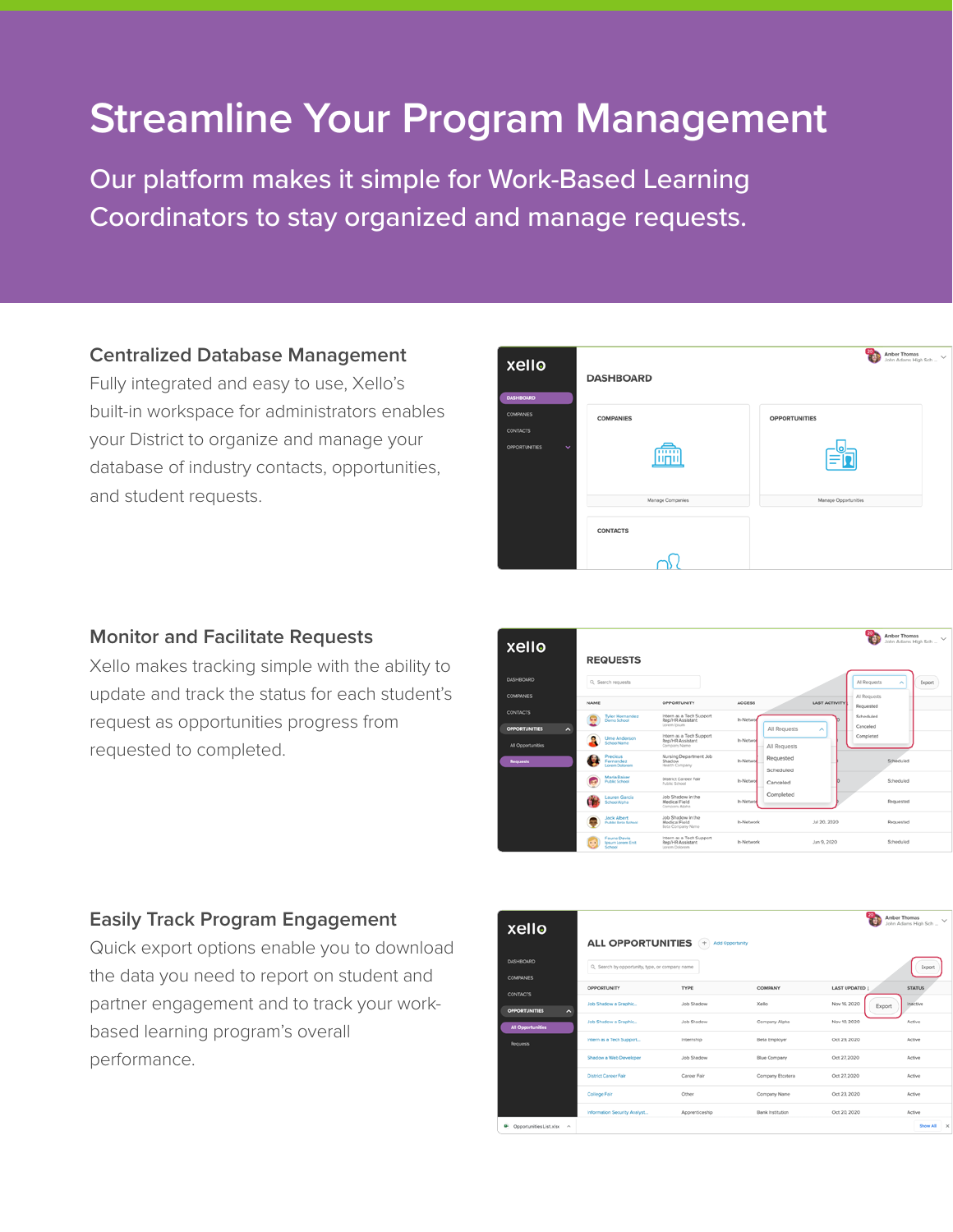# Streamline Your Program Management

Our platform makes it simple for Work-Based Learning Coordinators to stay organized and manage requests.

## Centralized Database Management

Fully integrated and easy to use, Xello's built-in workspace for administrators enables your District to organize and manage your database of industry contacts, opportunities, and student requests.

## Monitor and Facilitate Requests

Xello makes tracking simple with the ability to update and track the status for each student's request as opportunities progress from requested to completed.

## Easily Track Program Engagement

Quick export options enable you to download the data you need to report on student and partner engagement and to track your work-based learning program's overall performance.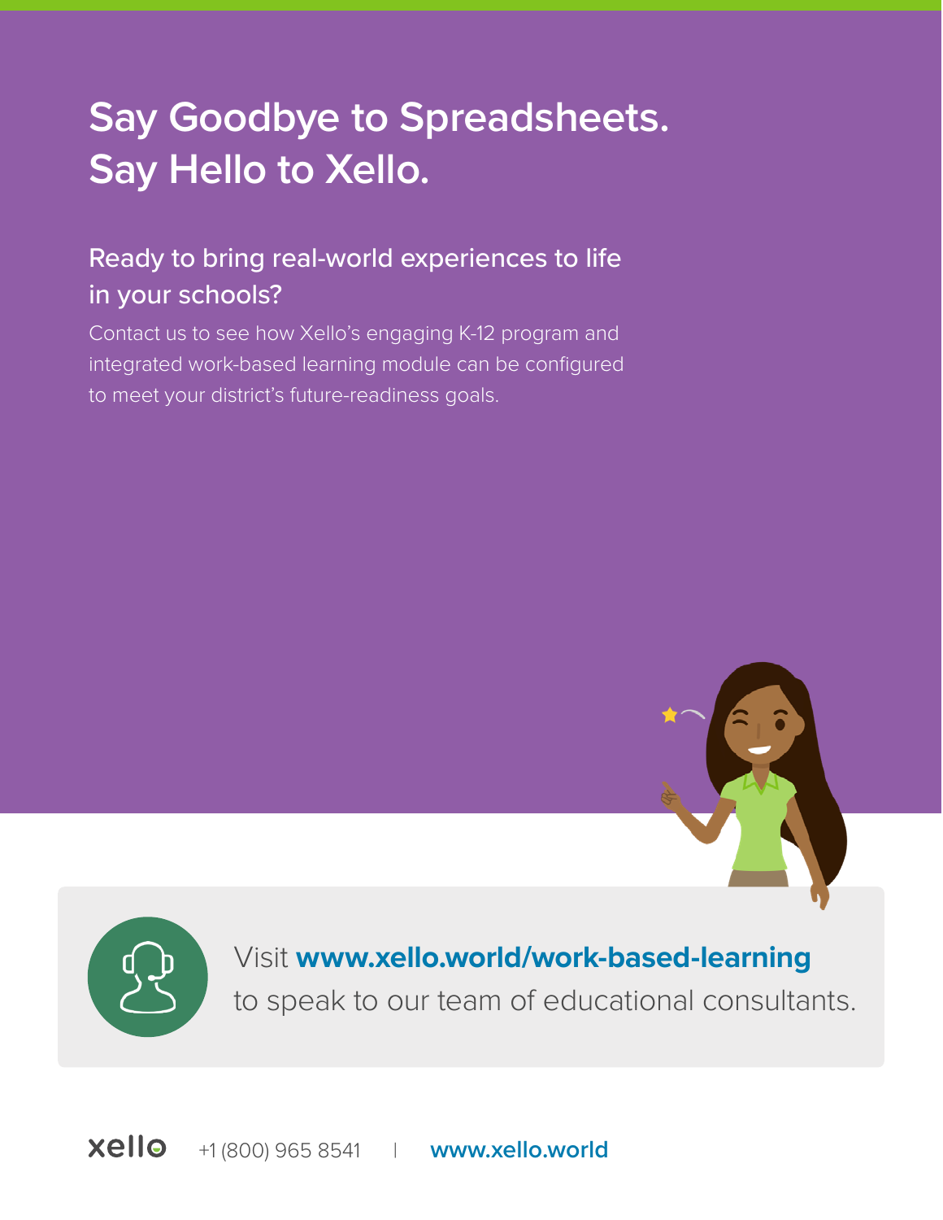# Say Goodbye to Spreadsheets. Say Hello to Xello.

## Ready to bring real-world experiences to life in your schools?

Contact us to see how Xello's engaging K-12 program and integrated work-based learning module can be configured to meet your district's future-readiness goals.

Visit **www.xello.world/work-based-learning** to speak to our team of educational consultants.

xello +1 (800) 965 8541 | www.xello.world